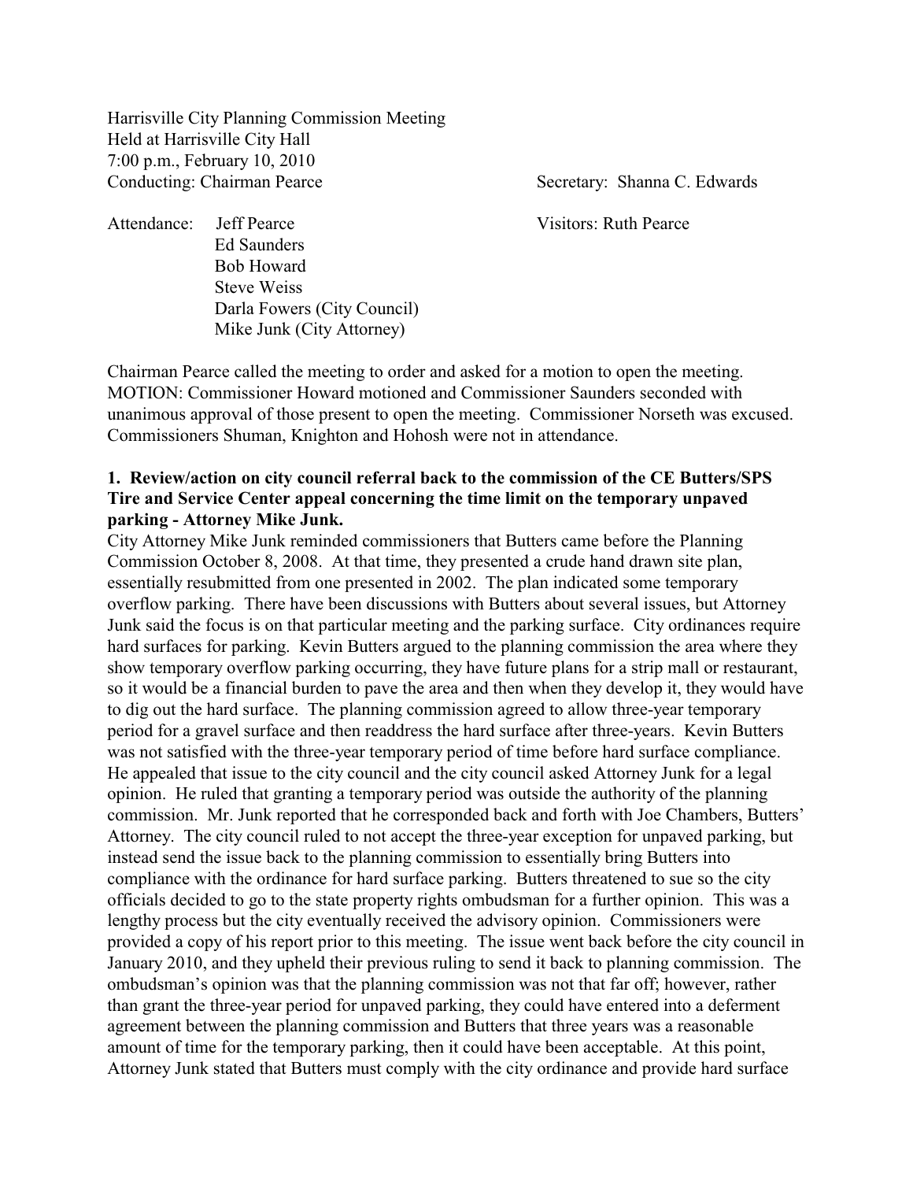Harrisville City Planning Commission Meeting
Held at Harrisville City Hall
7:00 p.m., February 10, 2010
Conducting: Chairman Pearce

Secretary: Shanna C. Edwards

Attendance:
Jeff Pearce
Ed Saunders
Bob Howard
Steve Weiss
Darla Fowers (City Council)
Mike Junk (City Attorney)

Visitors: Ruth Pearce

Chairman Pearce called the meeting to order and asked for a motion to open the meeting. MOTION: Commissioner Howard motioned and Commissioner Saunders seconded with unanimous approval of those present to open the meeting. Commissioner Norseth was excused. Commissioners Shuman, Knighton and Hohosh were not in attendance.

**1. Review/action on city council referral back to the commission of the CE Butters/SPS Tire and Service Center appeal concerning the time limit on the temporary unpaved parking - Attorney Mike Junk.**

City Attorney Mike Junk reminded commissioners that Butters came before the Planning Commission October 8, 2008. At that time, they presented a crude hand drawn site plan, essentially resubmitted from one presented in 2002. The plan indicated some temporary overflow parking. There have been discussions with Butters about several issues, but Attorney Junk said the focus is on that particular meeting and the parking surface. City ordinances require hard surfaces for parking. Kevin Butters argued to the planning commission the area where they show temporary overflow parking occurring, they have future plans for a strip mall or restaurant, so it would be a financial burden to pave the area and then when they develop it, they would have to dig out the hard surface. The planning commission agreed to allow three-year temporary period for a gravel surface and then readdress the hard surface after three-years. Kevin Butters was not satisfied with the three-year temporary period of time before hard surface compliance. He appealed that issue to the city council and the city council asked Attorney Junk for a legal opinion. He ruled that granting a temporary period was outside the authority of the planning commission. Mr. Junk reported that he corresponded back and forth with Joe Chambers, Butters' Attorney. The city council ruled to not accept the three-year exception for unpaved parking, but instead send the issue back to the planning commission to essentially bring Butters into compliance with the ordinance for hard surface parking. Butters threatened to sue so the city officials decided to go to the state property rights ombudsman for a further opinion. This was a lengthy process but the city eventually received the advisory opinion. Commissioners were provided a copy of his report prior to this meeting. The issue went back before the city council in January 2010, and they upheld their previous ruling to send it back to planning commission. The ombudsman's opinion was that the planning commission was not that far off; however, rather than grant the three-year period for unpaved parking, they could have entered into a deferment agreement between the planning commission and Butters that three years was a reasonable amount of time for the temporary parking, then it could have been acceptable. At this point, Attorney Junk stated that Butters must comply with the city ordinance and provide hard surface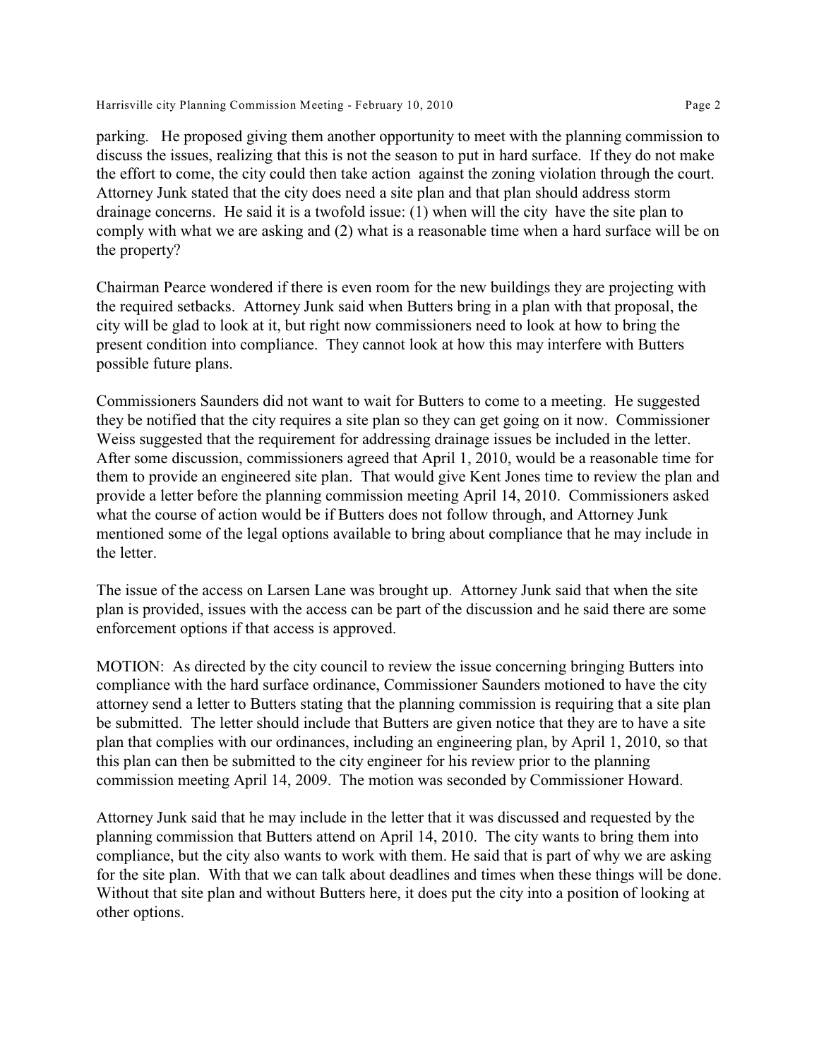parking. He proposed giving them another opportunity to meet with the planning commission to discuss the issues, realizing that this is not the season to put in hard surface. If they do not make the effort to come, the city could then take action against the zoning violation through the court. Attorney Junk stated that the city does need a site plan and that plan should address storm drainage concerns. He said it is a twofold issue: (1) when will the city have the site plan to comply with what we are asking and (2) what is a reasonable time when a hard surface will be on the property?

Chairman Pearce wondered if there is even room for the new buildings they are projecting with the required setbacks. Attorney Junk said when Butters bring in a plan with that proposal, the city will be glad to look at it, but right now commissioners need to look at how to bring the present condition into compliance. They cannot look at how this may interfere with Butters possible future plans.

Commissioners Saunders did not want to wait for Butters to come to a meeting. He suggested they be notified that the city requires a site plan so they can get going on it now. Commissioner Weiss suggested that the requirement for addressing drainage issues be included in the letter. After some discussion, commissioners agreed that April 1, 2010, would be a reasonable time for them to provide an engineered site plan. That would give Kent Jones time to review the plan and provide a letter before the planning commission meeting April 14, 2010. Commissioners asked what the course of action would be if Butters does not follow through, and Attorney Junk mentioned some of the legal options available to bring about compliance that he may include in the letter.

The issue of the access on Larsen Lane was brought up. Attorney Junk said that when the site plan is provided, issues with the access can be part of the discussion and he said there are some enforcement options if that access is approved.

MOTION: As directed by the city council to review the issue concerning bringing Butters into compliance with the hard surface ordinance, Commissioner Saunders motioned to have the city attorney send a letter to Butters stating that the planning commission is requiring that a site plan be submitted. The letter should include that Butters are given notice that they are to have a site plan that complies with our ordinances, including an engineering plan, by April 1, 2010, so that this plan can then be submitted to the city engineer for his review prior to the planning commission meeting April 14, 2009. The motion was seconded by Commissioner Howard.

Attorney Junk said that he may include in the letter that it was discussed and requested by the planning commission that Butters attend on April 14, 2010. The city wants to bring them into compliance, but the city also wants to work with them. He said that is part of why we are asking for the site plan. With that we can talk about deadlines and times when these things will be done. Without that site plan and without Butters here, it does put the city into a position of looking at other options.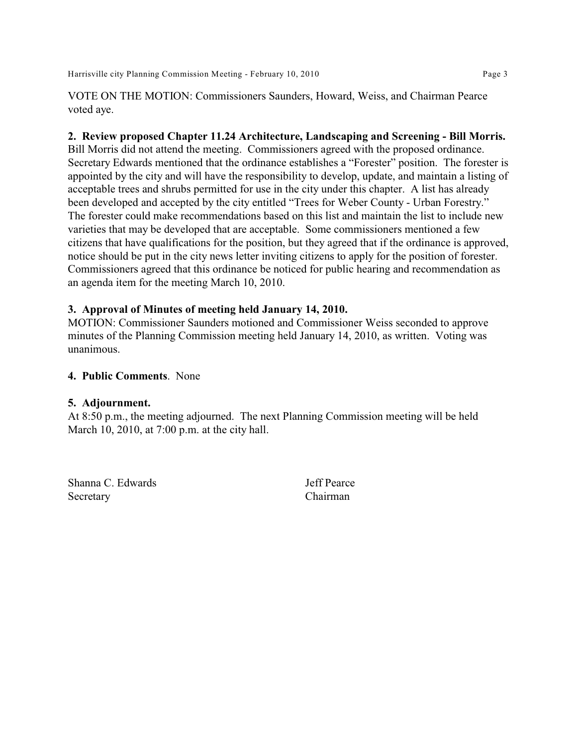VOTE ON THE MOTION: Commissioners Saunders, Howard, Weiss, and Chairman Pearce voted aye.

**2. Review proposed Chapter 11.24 Architecture, Landscaping and Screening - Bill Morris.**
Bill Morris did not attend the meeting. Commissioners agreed with the proposed ordinance. Secretary Edwards mentioned that the ordinance establishes a "Forester" position. The forester is appointed by the city and will have the responsibility to develop, update, and maintain a listing of acceptable trees and shrubs permitted for use in the city under this chapter. A list has already been developed and accepted by the city entitled "Trees for Weber County - Urban Forestry." The forester could make recommendations based on this list and maintain the list to include new varieties that may be developed that are acceptable. Some commissioners mentioned a few citizens that have qualifications for the position, but they agreed that if the ordinance is approved, notice should be put in the city news letter inviting citizens to apply for the position of forester. Commissioners agreed that this ordinance be noticed for public hearing and recommendation as an agenda item for the meeting March 10, 2010.

**3. Approval of Minutes of meeting held January 14, 2010.**
MOTION: Commissioner Saunders motioned and Commissioner Weiss seconded to approve minutes of the Planning Commission meeting held January 14, 2010, as written. Voting was unanimous.

**4. Public Comments**. None

**5. Adjournment.**
At 8:50 p.m., the meeting adjourned. The next Planning Commission meeting will be held March 10, 2010, at 7:00 p.m. at the city hall.

Shanna C. Edwards
Secretary

Jeff Pearce
Chairman